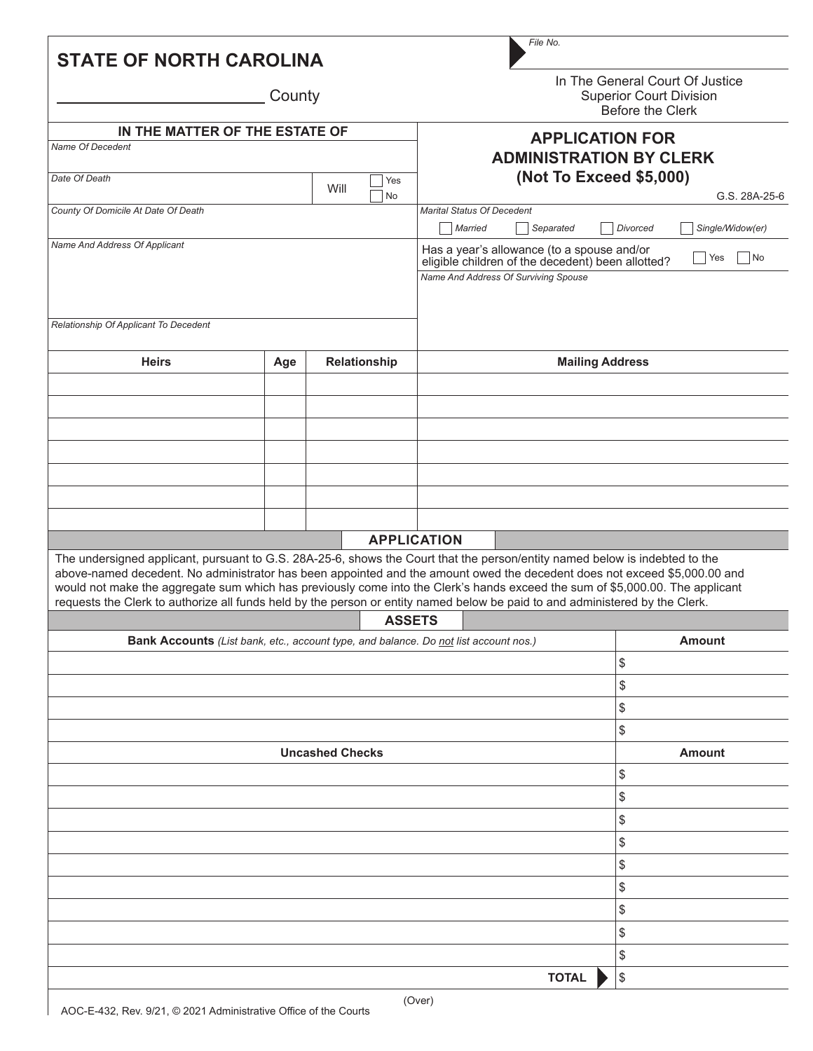# STATE OF NORTH CAROLINA

_______________ County

*File No.*

In The General Court Of Justice
Superior Court Division
Before the Clerk

## APPLICATION FOR ADMINISTRATION BY CLERK (Not To Exceed $5,000)

G.S. 28A-25-6

**IN THE MATTER OF THE ESTATE OF**

*Name Of Decedent*

*Date Of Death*

Will ☐ Yes ☐ No

*County Of Domicile At Date Of Death*

*Marital Status Of Decedent*

☐ *Married* ☐ *Separated* ☐ *Divorced* ☐ *Single/Widow(er)*

*Name And Address Of Applicant*

Has a year's allowance (to a spouse and/or eligible children of the decedent) been allotted? ☐ Yes ☐ No

*Name And Address Of Surviving Spouse*

*Relationship Of Applicant To Decedent*

| Heirs | Age | Relationship | Mailing Address |
|---|---|---|---|
| | | | |
| | | | |
| | | | |
| | | | |
| | | | |
| | | | |
| | | | |

## APPLICATION

The undersigned applicant, pursuant to G.S. 28A-25-6, shows the Court that the person/entity named below is indebted to the above-named decedent. No administrator has been appointed and the amount owed the decedent does not exceed $5,000.00 and would not make the aggregate sum which has previously come into the Clerk's hands exceed the sum of $5,000.00. The applicant requests the Clerk to authorize all funds held by the person or entity named below be paid to and administered by the Clerk.

## ASSETS

| **Bank Accounts** *(List bank, etc., account type, and balance. Do not list account nos.)* | Amount |
|---|---|
| | $ |
| | $ |
| | $ |
| | $ |

| Uncashed Checks | Amount |
|---|---|
| | $ |
| | $ |
| | $ |
| | $ |
| | $ |
| | $ |
| | $ |
| | $ |
| | $ |
| **TOTAL** | $ |

(Over)

AOC-E-432, Rev. 9/21, © 2021 Administrative Office of the Courts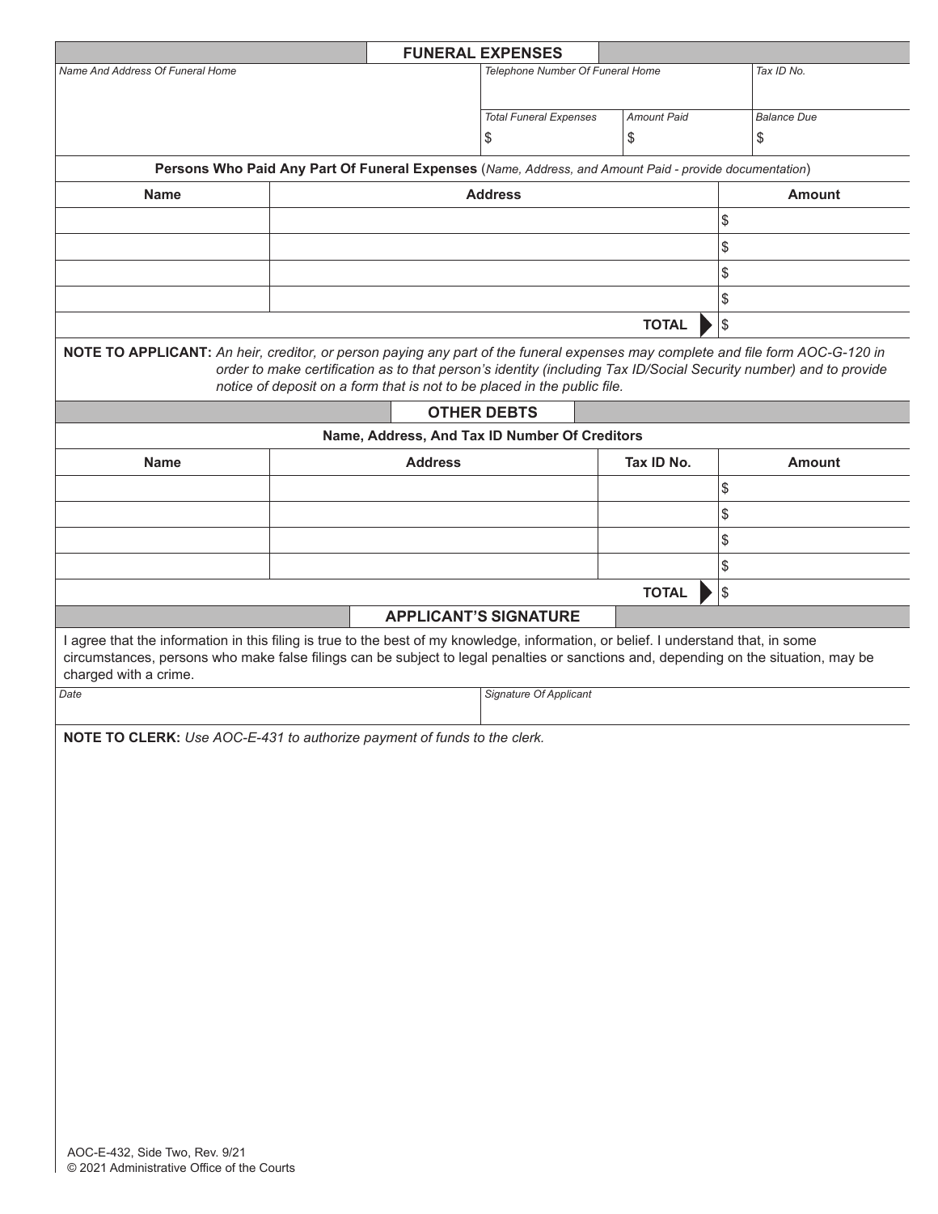## FUNERAL EXPENSES

| *Name And Address Of Funeral Home* | *Telephone Number Of Funeral Home* | | *Tax ID No.* |
|---|---|---|---|
| | *Total Funeral Expenses* | *Amount Paid* | *Balance Due* |
| | $ | $ | $ |

**Persons Who Paid Any Part Of Funeral Expenses** (*Name, Address, and Amount Paid - provide documentation*)

| Name | Address | Amount |
|---|---|---|
| | | $ |
| | | $ |
| | | $ |
| | | $ |
| | **TOTAL** | $ |

**NOTE TO APPLICANT:** *An heir, creditor, or person paying any part of the funeral expenses may complete and file form AOC-G-120 in order to make certification as to that person's identity (including Tax ID/Social Security number) and to provide notice of deposit on a form that is not to be placed in the public file.*

## OTHER DEBTS

**Name, Address, And Tax ID Number Of Creditors**

| Name | Address | Tax ID No. | Amount |
|---|---|---|---|
| | | | $ |
| | | | $ |
| | | | $ |
| | | | $ |
| | | **TOTAL** | $ |

## APPLICANT'S SIGNATURE

I agree that the information in this filing is true to the best of my knowledge, information, or belief. I understand that, in some circumstances, persons who make false filings can be subject to legal penalties or sanctions and, depending on the situation, may be charged with a crime.

| *Date* | *Signature Of Applicant* |
|---|---|
| | |

**NOTE TO CLERK:** *Use AOC-E-431 to authorize payment of funds to the clerk.*

AOC-E-432, Side Two, Rev. 9/21
© 2021 Administrative Office of the Courts